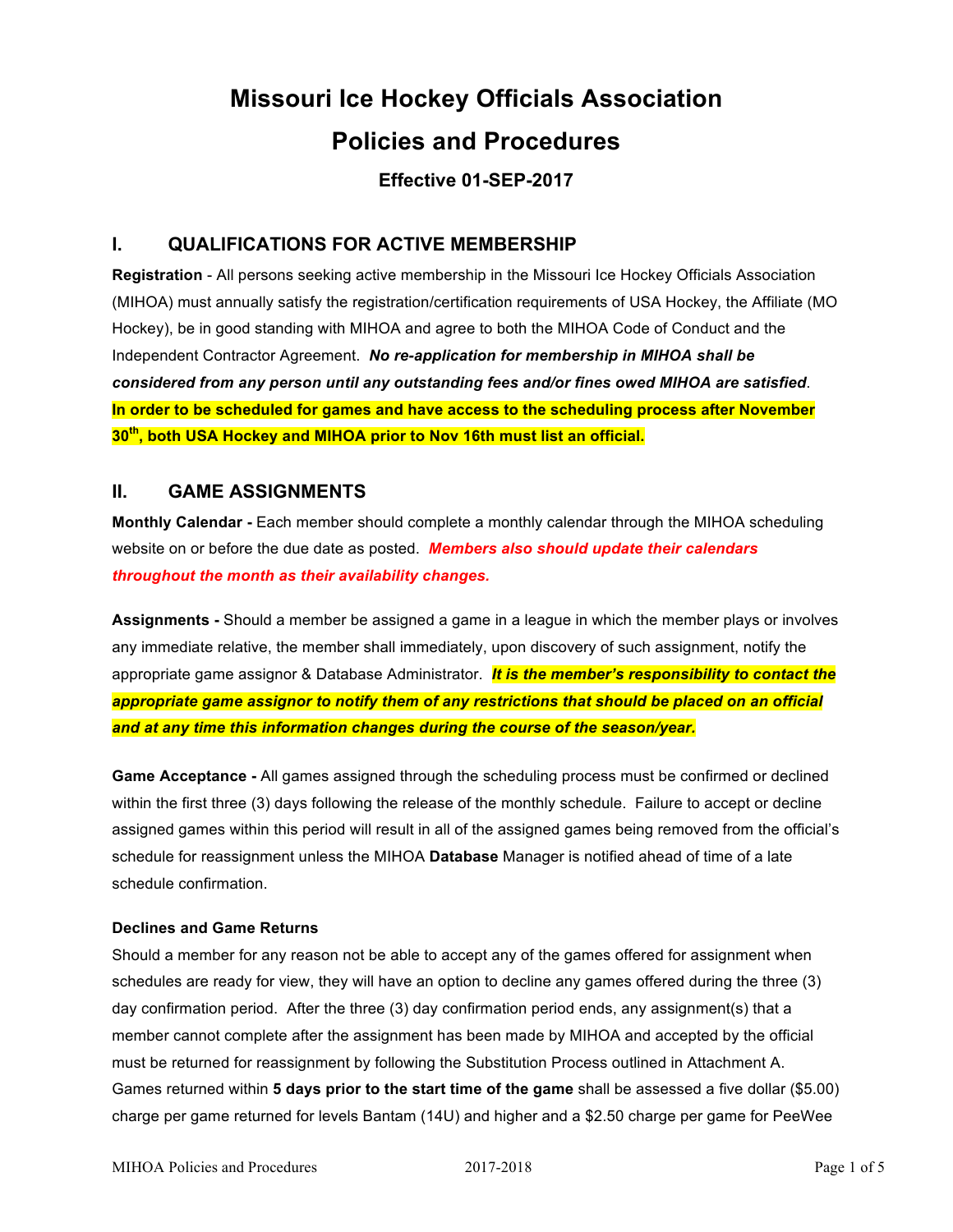# Missouri Ice Hockey Officials Association

# Policies and Procedures

### Effective 01-SEP-2017

## I. QUALIFICATIONS FOR ACTIVE MEMBERSHIP

**Registration** - All persons seeking active membership in the Missouri Ice Hockey Officials Association (MIHOA) must annually satisfy the registration/certification requirements of USA Hockey, the Affiliate (MO Hockey), be in good standing with MIHOA and agree to both the MIHOA Code of Conduct and the Independent Contractor Agreement. ***No re-application for membership in MIHOA shall be considered from any person until any outstanding fees and/or fines owed MIHOA are satisfied***. **In order to be scheduled for games and have access to the scheduling process after November 30th, both USA Hockey and MIHOA prior to Nov 16th must list an official.**

## II. GAME ASSIGNMENTS

**Monthly Calendar -** Each member should complete a monthly calendar through the MIHOA scheduling website on or before the due date as posted. ***Members also should update their calendars throughout the month as their availability changes.***

**Assignments -** Should a member be assigned a game in a league in which the member plays or involves any immediate relative, the member shall immediately, upon discovery of such assignment, notify the appropriate game assignor & Database Administrator. ***It is the member's responsibility to contact the appropriate game assignor to notify them of any restrictions that should be placed on an official and at any time this information changes during the course of the season/year.***

**Game Acceptance -** All games assigned through the scheduling process must be confirmed or declined within the first three (3) days following the release of the monthly schedule. Failure to accept or decline assigned games within this period will result in all of the assigned games being removed from the official's schedule for reassignment unless the MIHOA **Database** Manager is notified ahead of time of a late schedule confirmation.

**Declines and Game Returns**

Should a member for any reason not be able to accept any of the games offered for assignment when schedules are ready for view, they will have an option to decline any games offered during the three (3) day confirmation period. After the three (3) day confirmation period ends, any assignment(s) that a member cannot complete after the assignment has been made by MIHOA and accepted by the official must be returned for reassignment by following the Substitution Process outlined in Attachment A. Games returned within **5 days prior to the start time of the game** shall be assessed a five dollar ($5.00) charge per game returned for levels Bantam (14U) and higher and a $2.50 charge per game for PeeWee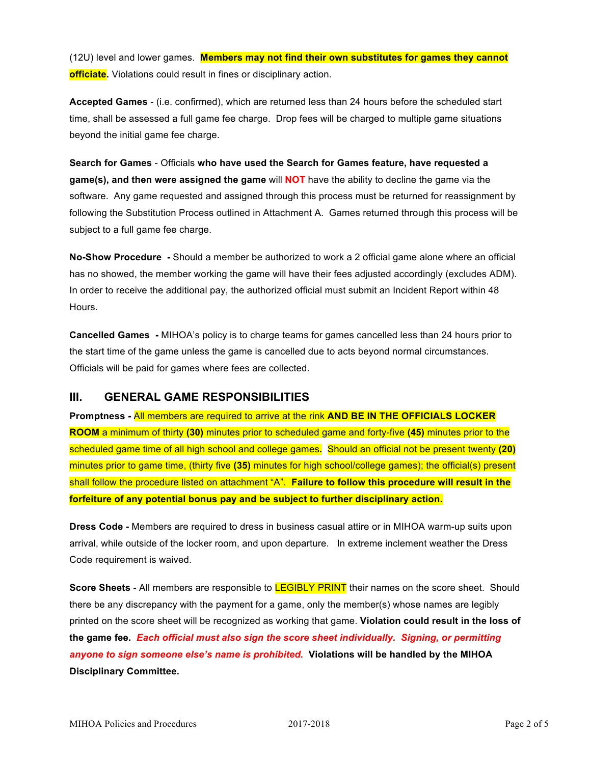(12U) level and lower games. **Members may not find their own substitutes for games they cannot officiate.** Violations could result in fines or disciplinary action.

**Accepted Games** - (i.e. confirmed), which are returned less than 24 hours before the scheduled start time, shall be assessed a full game fee charge. Drop fees will be charged to multiple game situations beyond the initial game fee charge.

**Search for Games** - Officials **who have used the Search for Games feature, have requested a game(s), and then were assigned the game** will **NOT** have the ability to decline the game via the software. Any game requested and assigned through this process must be returned for reassignment by following the Substitution Process outlined in Attachment A. Games returned through this process will be subject to a full game fee charge.

**No-Show Procedure -** Should a member be authorized to work a 2 official game alone where an official has no showed, the member working the game will have their fees adjusted accordingly (excludes ADM). In order to receive the additional pay, the authorized official must submit an Incident Report within 48 Hours.

**Cancelled Games -** MIHOA's policy is to charge teams for games cancelled less than 24 hours prior to the start time of the game unless the game is cancelled due to acts beyond normal circumstances. Officials will be paid for games where fees are collected.

## III. GENERAL GAME RESPONSIBILITIES

**Promptness -** All members are required to arrive at the rink **AND BE IN THE OFFICIALS LOCKER ROOM** a minimum of thirty **(30)** minutes prior to scheduled game and forty-five **(45)** minutes prior to the scheduled game time of all high school and college games**.** Should an official not be present twenty **(20)** minutes prior to game time, (thirty five **(35)** minutes for high school/college games); the official(s) present shall follow the procedure listed on attachment "A". **Failure to follow this procedure will result in the forfeiture of any potential bonus pay and be subject to further disciplinary action.**

**Dress Code -** Members are required to dress in business casual attire or in MIHOA warm-up suits upon arrival, while outside of the locker room, and upon departure. In extreme inclement weather the Dress Code requirement is waived.

**Score Sheets** - All members are responsible to LEGIBLY PRINT their names on the score sheet. Should there be any discrepancy with the payment for a game, only the member(s) whose names are legibly printed on the score sheet will be recognized as working that game. **Violation could result in the loss of the game fee.** ***Each official must also sign the score sheet individually. Signing, or permitting anyone to sign someone else's name is prohibited.*** **Violations will be handled by the MIHOA Disciplinary Committee.**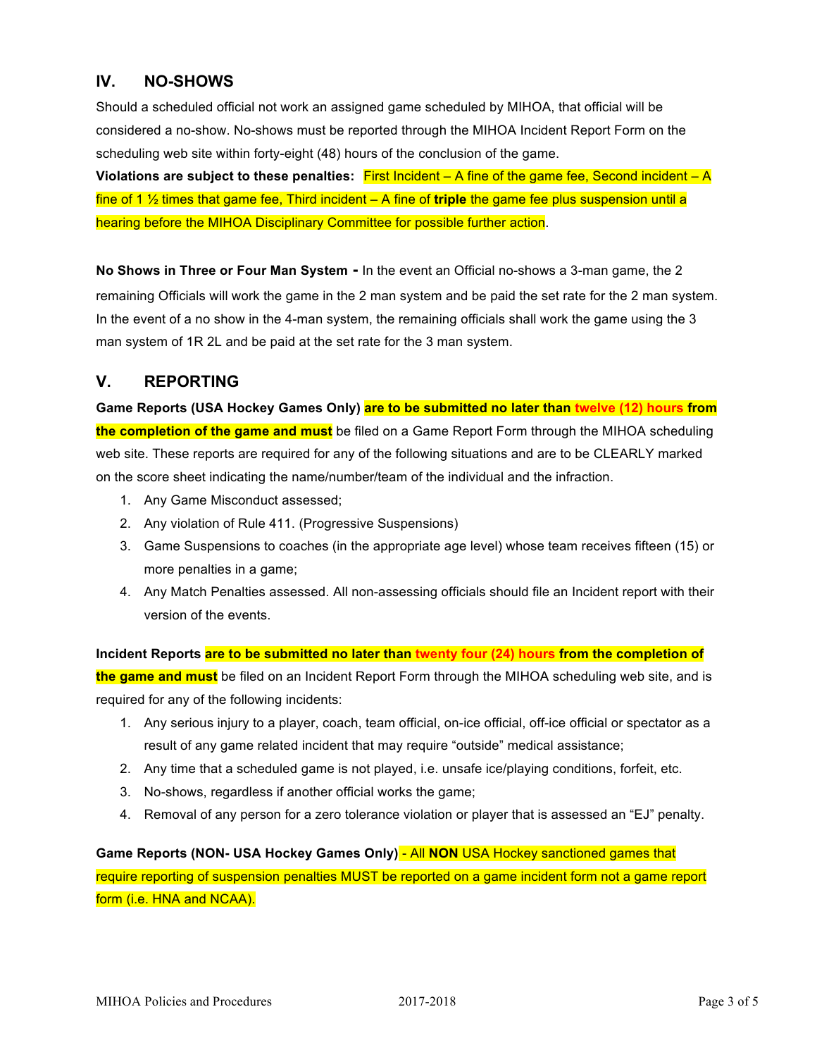## IV. NO-SHOWS

Should a scheduled official not work an assigned game scheduled by MIHOA, that official will be considered a no-show. No-shows must be reported through the MIHOA Incident Report Form on the scheduling web site within forty-eight (48) hours of the conclusion of the game.

**Violations are subject to these penalties:** First Incident – A fine of the game fee, Second incident – A fine of 1 ½ times that game fee, Third incident – A fine of **triple** the game fee plus suspension until a hearing before the MIHOA Disciplinary Committee for possible further action.

**No Shows in Three or Four Man System -** In the event an Official no-shows a 3-man game, the 2 remaining Officials will work the game in the 2 man system and be paid the set rate for the 2 man system. In the event of a no show in the 4-man system, the remaining officials shall work the game using the 3 man system of 1R 2L and be paid at the set rate for the 3 man system.

## V. REPORTING

**Game Reports (USA Hockey Games Only) are to be submitted no later than twelve (12) hours from the completion of the game and must** be filed on a Game Report Form through the MIHOA scheduling web site. These reports are required for any of the following situations and are to be CLEARLY marked on the score sheet indicating the name/number/team of the individual and the infraction.

1. Any Game Misconduct assessed;
2. Any violation of Rule 411. (Progressive Suspensions)
3. Game Suspensions to coaches (in the appropriate age level) whose team receives fifteen (15) or more penalties in a game;
4. Any Match Penalties assessed. All non-assessing officials should file an Incident report with their version of the events.

**Incident Reports are to be submitted no later than twenty four (24) hours from the completion of the game and must** be filed on an Incident Report Form through the MIHOA scheduling web site, and is required for any of the following incidents:

1. Any serious injury to a player, coach, team official, on-ice official, off-ice official or spectator as a result of any game related incident that may require "outside" medical assistance;
2. Any time that a scheduled game is not played, i.e. unsafe ice/playing conditions, forfeit, etc.
3. No-shows, regardless if another official works the game;
4. Removal of any person for a zero tolerance violation or player that is assessed an "EJ" penalty.

**Game Reports (NON- USA Hockey Games Only)** - All **NON** USA Hockey sanctioned games that require reporting of suspension penalties MUST be reported on a game incident form not a game report form (i.e. HNA and NCAA).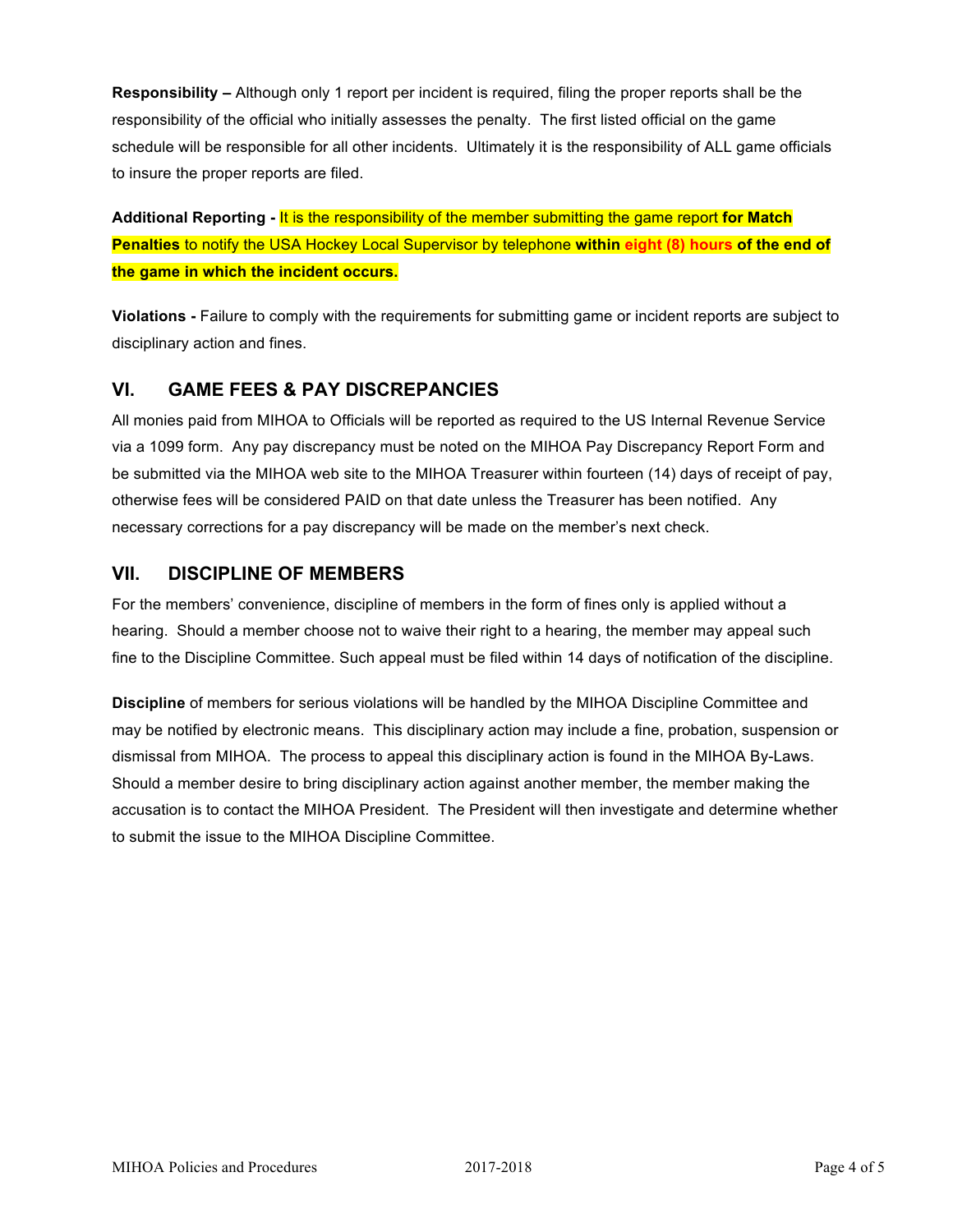**Responsibility –** Although only 1 report per incident is required, filing the proper reports shall be the responsibility of the official who initially assesses the penalty. The first listed official on the game schedule will be responsible for all other incidents. Ultimately it is the responsibility of ALL game officials to insure the proper reports are filed.

**Additional Reporting -** It is the responsibility of the member submitting the game report **for Match Penalties** to notify the USA Hockey Local Supervisor by telephone **within eight (8) hours of the end of the game in which the incident occurs.**

**Violations -** Failure to comply with the requirements for submitting game or incident reports are subject to disciplinary action and fines.

## VI. GAME FEES & PAY DISCREPANCIES

All monies paid from MIHOA to Officials will be reported as required to the US Internal Revenue Service via a 1099 form. Any pay discrepancy must be noted on the MIHOA Pay Discrepancy Report Form and be submitted via the MIHOA web site to the MIHOA Treasurer within fourteen (14) days of receipt of pay, otherwise fees will be considered PAID on that date unless the Treasurer has been notified. Any necessary corrections for a pay discrepancy will be made on the member's next check.

## VII. DISCIPLINE OF MEMBERS

For the members' convenience, discipline of members in the form of fines only is applied without a hearing. Should a member choose not to waive their right to a hearing, the member may appeal such fine to the Discipline Committee. Such appeal must be filed within 14 days of notification of the discipline.

**Discipline** of members for serious violations will be handled by the MIHOA Discipline Committee and may be notified by electronic means. This disciplinary action may include a fine, probation, suspension or dismissal from MIHOA. The process to appeal this disciplinary action is found in the MIHOA By-Laws. Should a member desire to bring disciplinary action against another member, the member making the accusation is to contact the MIHOA President. The President will then investigate and determine whether to submit the issue to the MIHOA Discipline Committee.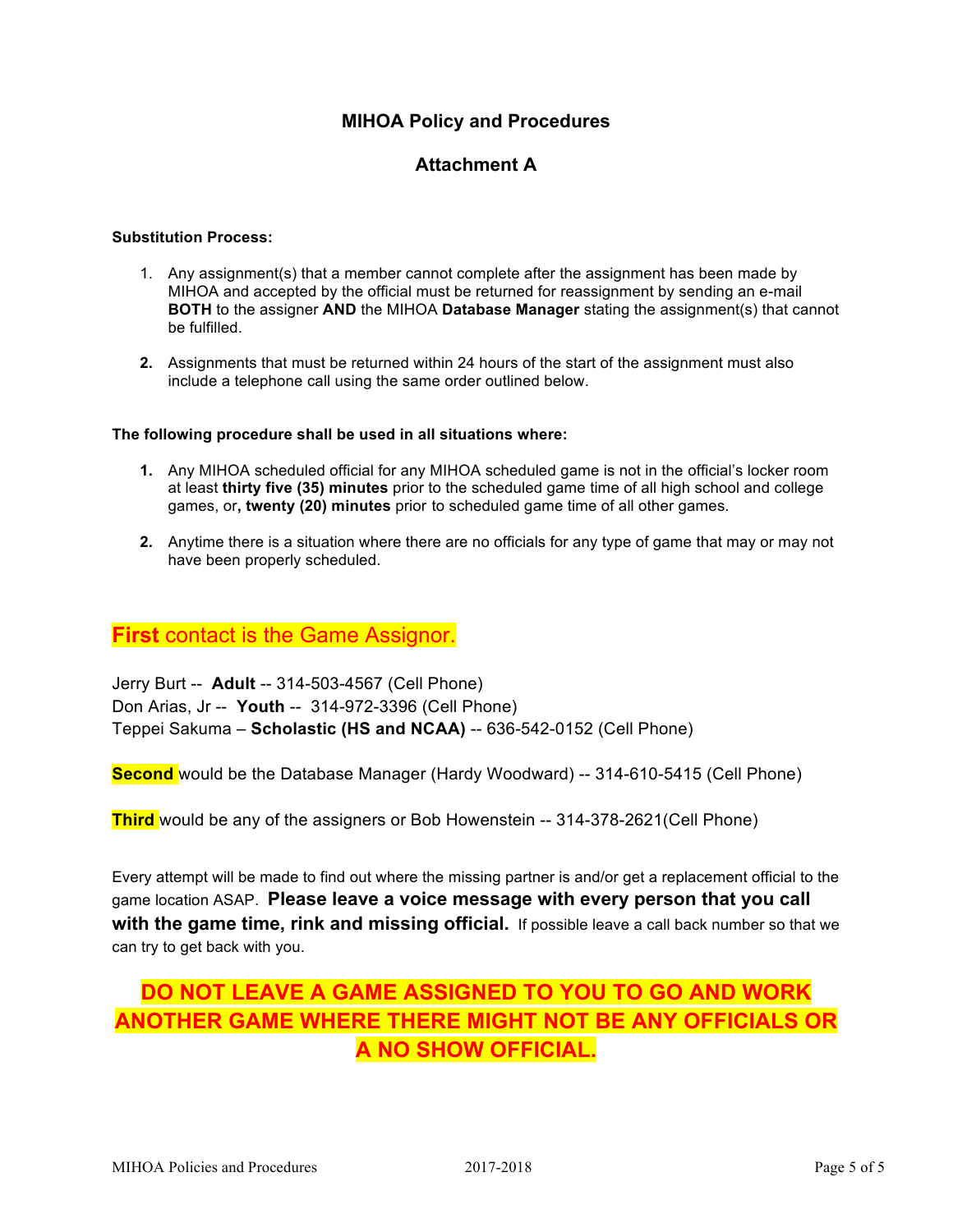## MIHOA Policy and Procedures

## Attachment A

**Substitution Process:**

1. Any assignment(s) that a member cannot complete after the assignment has been made by MIHOA and accepted by the official must be returned for reassignment by sending an e-mail **BOTH** to the assigner **AND** the MIHOA **Database Manager** stating the assignment(s) that cannot be fulfilled.
2. Assignments that must be returned within 24 hours of the start of the assignment must also include a telephone call using the same order outlined below.

**The following procedure shall be used in all situations where:**

1. Any MIHOA scheduled official for any MIHOA scheduled game is not in the official's locker room at least **thirty five (35) minutes** prior to the scheduled game time of all high school and college games, or**, twenty (20) minutes** prior to scheduled game time of all other games.
2. Anytime there is a situation where there are no officials for any type of game that may or may not have been properly scheduled.

### **First** contact is the Game Assignor.

Jerry Burt -- **Adult** -- 314-503-4567 (Cell Phone)
Don Arias, Jr -- **Youth** -- 314-972-3396 (Cell Phone)
Teppei Sakuma – **Scholastic (HS and NCAA)** -- 636-542-0152 (Cell Phone)

**Second** would be the Database Manager (Hardy Woodward) -- 314-610-5415 (Cell Phone)

**Third** would be any of the assigners or Bob Howenstein -- 314-378-2621(Cell Phone)

Every attempt will be made to find out where the missing partner is and/or get a replacement official to the game location ASAP. **Please leave a voice message with every person that you call with the game time, rink and missing official.** If possible leave a call back number so that we can try to get back with you.

**DO NOT LEAVE A GAME ASSIGNED TO YOU TO GO AND WORK ANOTHER GAME WHERE THERE MIGHT NOT BE ANY OFFICIALS OR A NO SHOW OFFICIAL.**